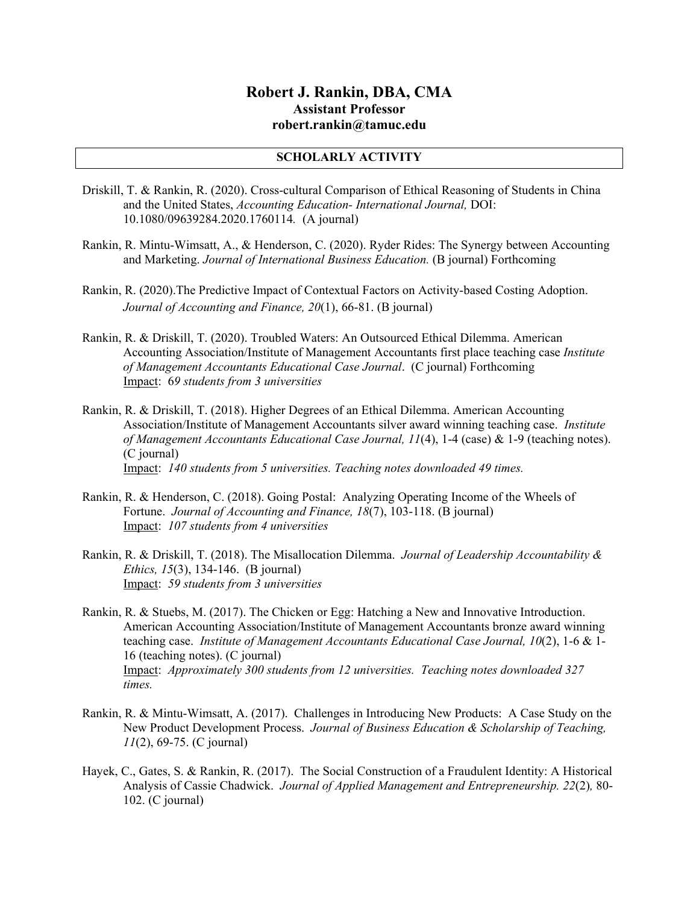# Robert J. Rankin, DBA, CMA

**Assistant Professor**

**robert.rankin@tamuc.edu**

## SCHOLARLY ACTIVITY

Driskill, T. & Rankin, R. (2020). Cross-cultural Comparison of Ethical Reasoning of Students in China and the United States, *Accounting Education- International Journal,* DOI: 10.1080/09639284.2020.1760114. (A journal)

Rankin, R. Mintu-Wimsatt, A., & Henderson, C. (2020). Ryder Rides: The Synergy between Accounting and Marketing. *Journal of International Business Education.* (B journal) Forthcoming

Rankin, R. (2020).The Predictive Impact of Contextual Factors on Activity-based Costing Adoption. *Journal of Accounting and Finance, 20*(1), 66-81. (B journal)

Rankin, R. & Driskill, T. (2020). Troubled Waters: An Outsourced Ethical Dilemma. American Accounting Association/Institute of Management Accountants first place teaching case *Institute of Management Accountants Educational Case Journal*. (C journal) Forthcoming
Impact: *69 students from 3 universities*

Rankin, R. & Driskill, T. (2018). Higher Degrees of an Ethical Dilemma. American Accounting Association/Institute of Management Accountants silver award winning teaching case. *Institute of Management Accountants Educational Case Journal, 11*(4), 1-4 (case) & 1-9 (teaching notes). (C journal)
Impact: *140 students from 5 universities. Teaching notes downloaded 49 times.*

Rankin, R. & Henderson, C. (2018). Going Postal: Analyzing Operating Income of the Wheels of Fortune. *Journal of Accounting and Finance, 18*(7), 103-118. (B journal)
Impact: *107 students from 4 universities*

Rankin, R. & Driskill, T. (2018). The Misallocation Dilemma. *Journal of Leadership Accountability & Ethics, 15*(3), 134-146. (B journal)
Impact: *59 students from 3 universities*

Rankin, R. & Stuebs, M. (2017). The Chicken or Egg: Hatching a New and Innovative Introduction. American Accounting Association/Institute of Management Accountants bronze award winning teaching case. *Institute of Management Accountants Educational Case Journal, 10*(2), 1-6 & 1-16 (teaching notes). (C journal)
Impact: *Approximately 300 students from 12 universities. Teaching notes downloaded 327 times.*

Rankin, R. & Mintu-Wimsatt, A. (2017). Challenges in Introducing New Products: A Case Study on the New Product Development Process. *Journal of Business Education & Scholarship of Teaching, 11*(2), 69-75. (C journal)

Hayek, C., Gates, S. & Rankin, R. (2017). The Social Construction of a Fraudulent Identity: A Historical Analysis of Cassie Chadwick. *Journal of Applied Management and Entrepreneurship. 22*(2)*,* 80-102. (C journal)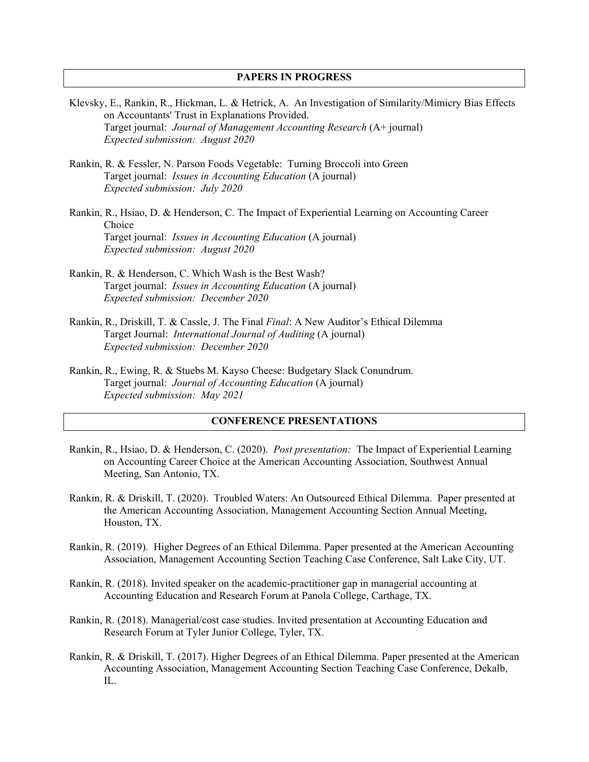## PAPERS IN PROGRESS

Klevsky, E., Rankin, R., Hickman, L. & Hetrick, A. An Investigation of Similarity/Mimicry Bias Effects on Accountants' Trust in Explanations Provided.
Target journal: *Journal of Management Accounting Research* (A+ journal)
*Expected submission: August 2020*

Rankin, R. & Fessler, N. Parson Foods Vegetable: Turning Broccoli into Green
Target journal: *Issues in Accounting Education* (A journal)
*Expected submission: July 2020*

Rankin, R., Hsiao, D. & Henderson, C. The Impact of Experiential Learning on Accounting Career Choice
Target journal: *Issues in Accounting Education* (A journal)
*Expected submission: August 2020*

Rankin, R. & Henderson, C. Which Wash is the Best Wash?
Target journal: *Issues in Accounting Education* (A journal)
*Expected submission: December 2020*

Rankin, R., Driskill, T. & Cassle, J. The Final *Final*: A New Auditor's Ethical Dilemma
Target Journal: *International Journal of Auditing* (A journal)
*Expected submission: December 2020*

Rankin, R., Ewing, R. & Stuebs M. Kayso Cheese: Budgetary Slack Conundrum.
Target journal: *Journal of Accounting Education* (A journal)
*Expected submission: May 2021*

## CONFERENCE PRESENTATIONS

Rankin, R., Hsiao, D. & Henderson, C. (2020). *Post presentation:* The Impact of Experiential Learning on Accounting Career Choice at the American Accounting Association, Southwest Annual Meeting, San Antonio, TX.

Rankin, R. & Driskill, T. (2020). Troubled Waters: An Outsourced Ethical Dilemma. Paper presented at the American Accounting Association, Management Accounting Section Annual Meeting, Houston, TX.

Rankin, R. (2019). Higher Degrees of an Ethical Dilemma. Paper presented at the American Accounting Association, Management Accounting Section Teaching Case Conference, Salt Lake City, UT.

Rankin, R. (2018). Invited speaker on the academic-practitioner gap in managerial accounting at Accounting Education and Research Forum at Panola College, Carthage, TX.

Rankin, R. (2018). Managerial/cost case studies. Invited presentation at Accounting Education and Research Forum at Tyler Junior College, Tyler, TX.

Rankin, R. & Driskill, T. (2017). Higher Degrees of an Ethical Dilemma. Paper presented at the American Accounting Association, Management Accounting Section Teaching Case Conference, Dekalb, IL.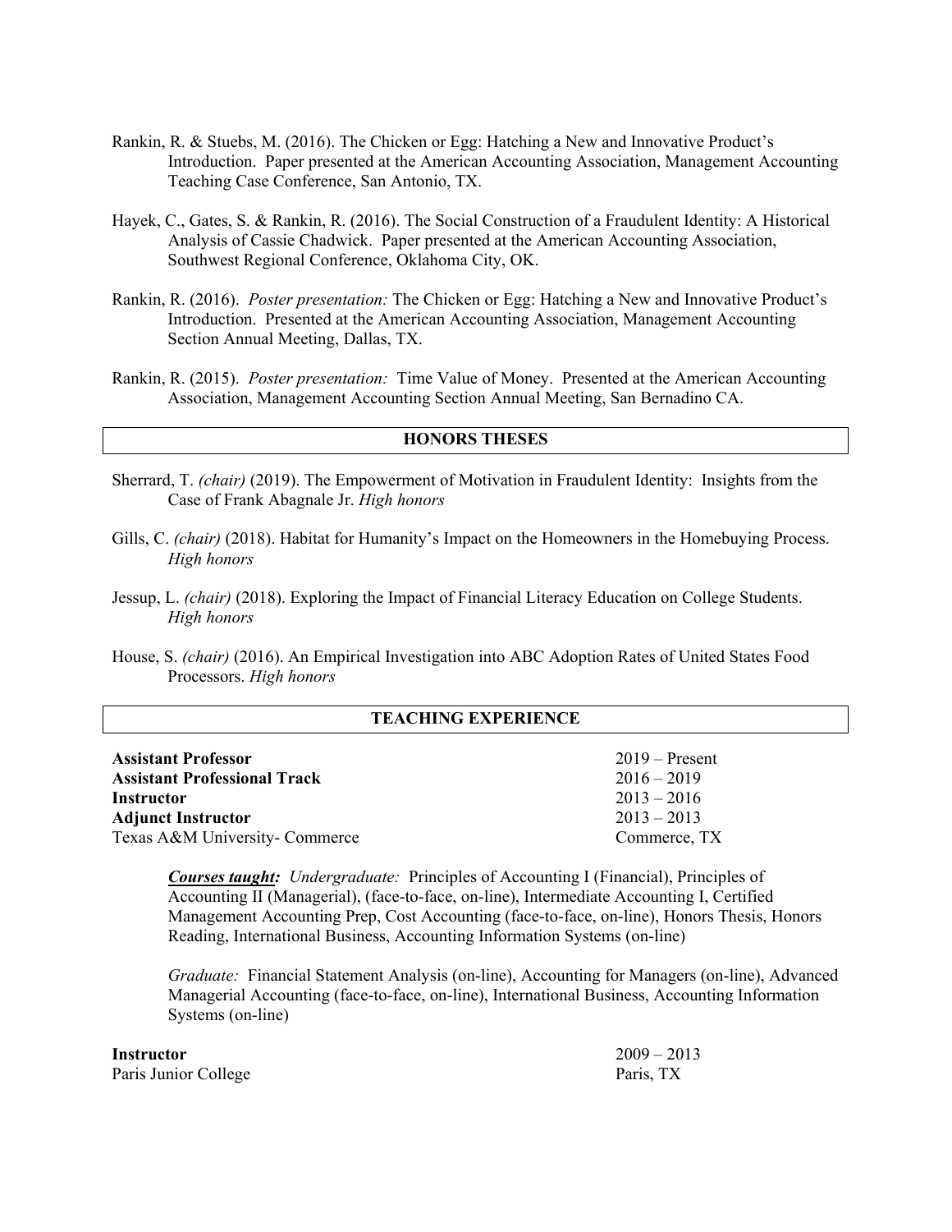Rankin, R. & Stuebs, M. (2016). The Chicken or Egg: Hatching a New and Innovative Product's Introduction. Paper presented at the American Accounting Association, Management Accounting Teaching Case Conference, San Antonio, TX.

Hayek, C., Gates, S. & Rankin, R. (2016). The Social Construction of a Fraudulent Identity: A Historical Analysis of Cassie Chadwick. Paper presented at the American Accounting Association, Southwest Regional Conference, Oklahoma City, OK.

Rankin, R. (2016). *Poster presentation:* The Chicken or Egg: Hatching a New and Innovative Product's Introduction. Presented at the American Accounting Association, Management Accounting Section Annual Meeting, Dallas, TX.

Rankin, R. (2015). *Poster presentation:* Time Value of Money. Presented at the American Accounting Association, Management Accounting Section Annual Meeting, San Bernadino CA.

## HONORS THESES

Sherrard, T. *(chair)* (2019). The Empowerment of Motivation in Fraudulent Identity: Insights from the Case of Frank Abagnale Jr. *High honors*

Gills, C. *(chair)* (2018). Habitat for Humanity's Impact on the Homeowners in the Homebuying Process. *High honors*

Jessup, L. *(chair)* (2018). Exploring the Impact of Financial Literacy Education on College Students. *High honors*

House, S. *(chair)* (2016). An Empirical Investigation into ABC Adoption Rates of United States Food Processors. *High honors*

## TEACHING EXPERIENCE

**Assistant Professor** — 2019 – Present
**Assistant Professional Track** — 2016 – 2019
**Instructor** — 2013 – 2016
**Adjunct Instructor** — 2013 – 2013
Texas A&M University- Commerce — Commerce, TX

***Courses taught:*** *Undergraduate:* Principles of Accounting I (Financial), Principles of Accounting II (Managerial), (face-to-face, on-line), Intermediate Accounting I, Certified Management Accounting Prep, Cost Accounting (face-to-face, on-line), Honors Thesis, Honors Reading, International Business, Accounting Information Systems (on-line)

*Graduate:* Financial Statement Analysis (on-line), Accounting for Managers (on-line), Advanced Managerial Accounting (face-to-face, on-line), International Business, Accounting Information Systems (on-line)

**Instructor** — 2009 – 2013
Paris Junior College — Paris, TX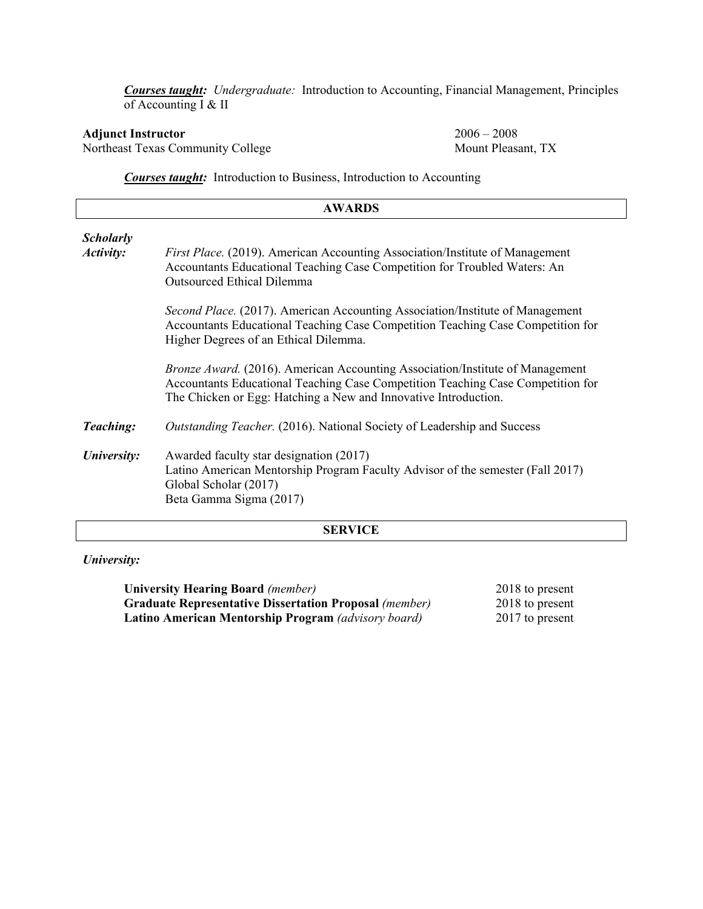***Courses taught:*** *Undergraduate:* Introduction to Accounting, Financial Management, Principles of Accounting I & II

**Adjunct Instructor** 2006 – 2008
Northeast Texas Community College Mount Pleasant, TX

***Courses taught:*** Introduction to Business, Introduction to Accounting

## AWARDS

***Scholarly Activity:***

*First Place.* (2019). American Accounting Association/Institute of Management Accountants Educational Teaching Case Competition for Troubled Waters: An Outsourced Ethical Dilemma

*Second Place.* (2017). American Accounting Association/Institute of Management Accountants Educational Teaching Case Competition Teaching Case Competition for Higher Degrees of an Ethical Dilemma.

*Bronze Award.* (2016). American Accounting Association/Institute of Management Accountants Educational Teaching Case Competition Teaching Case Competition for The Chicken or Egg: Hatching a New and Innovative Introduction.

***Teaching:*** *Outstanding Teacher.* (2016). National Society of Leadership and Success

***University:***

Awarded faculty star designation (2017)
Latino American Mentorship Program Faculty Advisor of the semester (Fall 2017)
Global Scholar (2017)
Beta Gamma Sigma (2017)

## SERVICE

***University:***

**University Hearing Board** *(member)* 2018 to present
**Graduate Representative Dissertation Proposal** *(member)* 2018 to present
**Latino American Mentorship Program** *(advisory board)* 2017 to present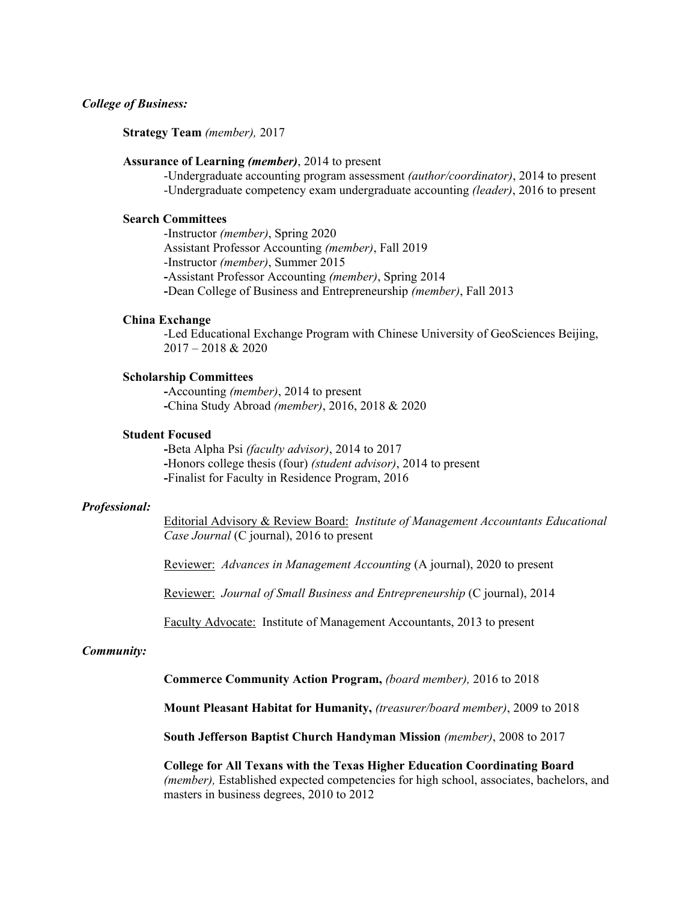***College of Business:***

**Strategy Team** *(member),* 2017

**Assurance of Learning *(member)***, 2014 to present

-Undergraduate accounting program assessment *(author/coordinator)*, 2014 to present
-Undergraduate competency exam undergraduate accounting *(leader)*, 2016 to present

**Search Committees**

-Instructor *(member)*, Spring 2020
Assistant Professor Accounting *(member)*, Fall 2019
-Instructor *(member)*, Summer 2015
**-**Assistant Professor Accounting *(member)*, Spring 2014
**-**Dean College of Business and Entrepreneurship *(member)*, Fall 2013

**China Exchange**

-Led Educational Exchange Program with Chinese University of GeoSciences Beijing, 2017 – 2018 & 2020

**Scholarship Committees**

**-**Accounting *(member)*, 2014 to present
**-**China Study Abroad *(member)*, 2016, 2018 & 2020

**Student Focused**

**-**Beta Alpha Psi *(faculty advisor)*, 2014 to 2017
**-**Honors college thesis (four) *(student advisor)*, 2014 to present
**-**Finalist for Faculty in Residence Program, 2016

***Professional:***

<u>Editorial Advisory & Review Board:</u> *Institute of Management Accountants Educational Case Journal* (C journal), 2016 to present

<u>Reviewer:</u> *Advances in Management Accounting* (A journal), 2020 to present

<u>Reviewer:</u> *Journal of Small Business and Entrepreneurship* (C journal), 2014

<u>Faculty Advocate:</u> Institute of Management Accountants, 2013 to present

***Community:***

**Commerce Community Action Program,** *(board member),* 2016 to 2018

**Mount Pleasant Habitat for Humanity,** *(treasurer/board member)*, 2009 to 2018

**South Jefferson Baptist Church Handyman Mission** *(member)*, 2008 to 2017

**College for All Texans with the Texas Higher Education Coordinating Board** *(member),* Established expected competencies for high school, associates, bachelors, and masters in business degrees, 2010 to 2012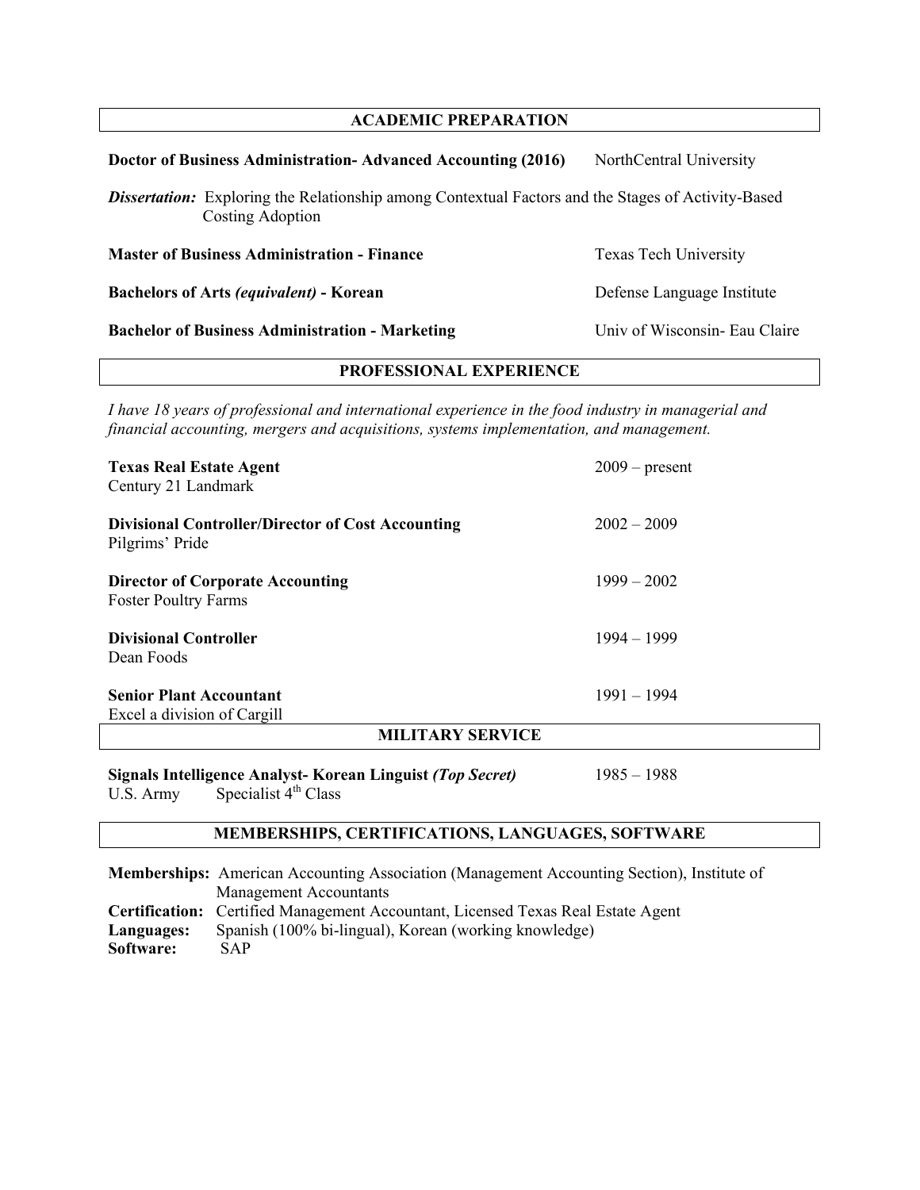## ACADEMIC PREPARATION

**Doctor of Business Administration- Advanced Accounting (2016)** NorthCentral University

***Dissertation:*** Exploring the Relationship among Contextual Factors and the Stages of Activity-Based Costing Adoption

**Master of Business Administration - Finance** Texas Tech University

**Bachelors of Arts *(equivalent)* - Korean** Defense Language Institute

**Bachelor of Business Administration - Marketing** Univ of Wisconsin- Eau Claire

## PROFESSIONAL EXPERIENCE

*I have 18 years of professional and international experience in the food industry in managerial and financial accounting, mergers and acquisitions, systems implementation, and management.*

**Texas Real Estate Agent** 2009 – present
Century 21 Landmark

**Divisional Controller/Director of Cost Accounting** 2002 – 2009
Pilgrims' Pride

**Director of Corporate Accounting** 1999 – 2002
Foster Poultry Farms

**Divisional Controller** 1994 – 1999
Dean Foods

**Senior Plant Accountant** 1991 – 1994
Excel a division of Cargill

## MILITARY SERVICE

**Signals Intelligence Analyst- Korean Linguist *(Top Secret)*** 1985 – 1988
U.S. Army Specialist 4th Class

## MEMBERSHIPS, CERTIFICATIONS, LANGUAGES, SOFTWARE

**Memberships:** American Accounting Association (Management Accounting Section), Institute of Management Accountants
**Certification:** Certified Management Accountant, Licensed Texas Real Estate Agent
**Languages:** Spanish (100% bi-lingual), Korean (working knowledge)
**Software:** SAP